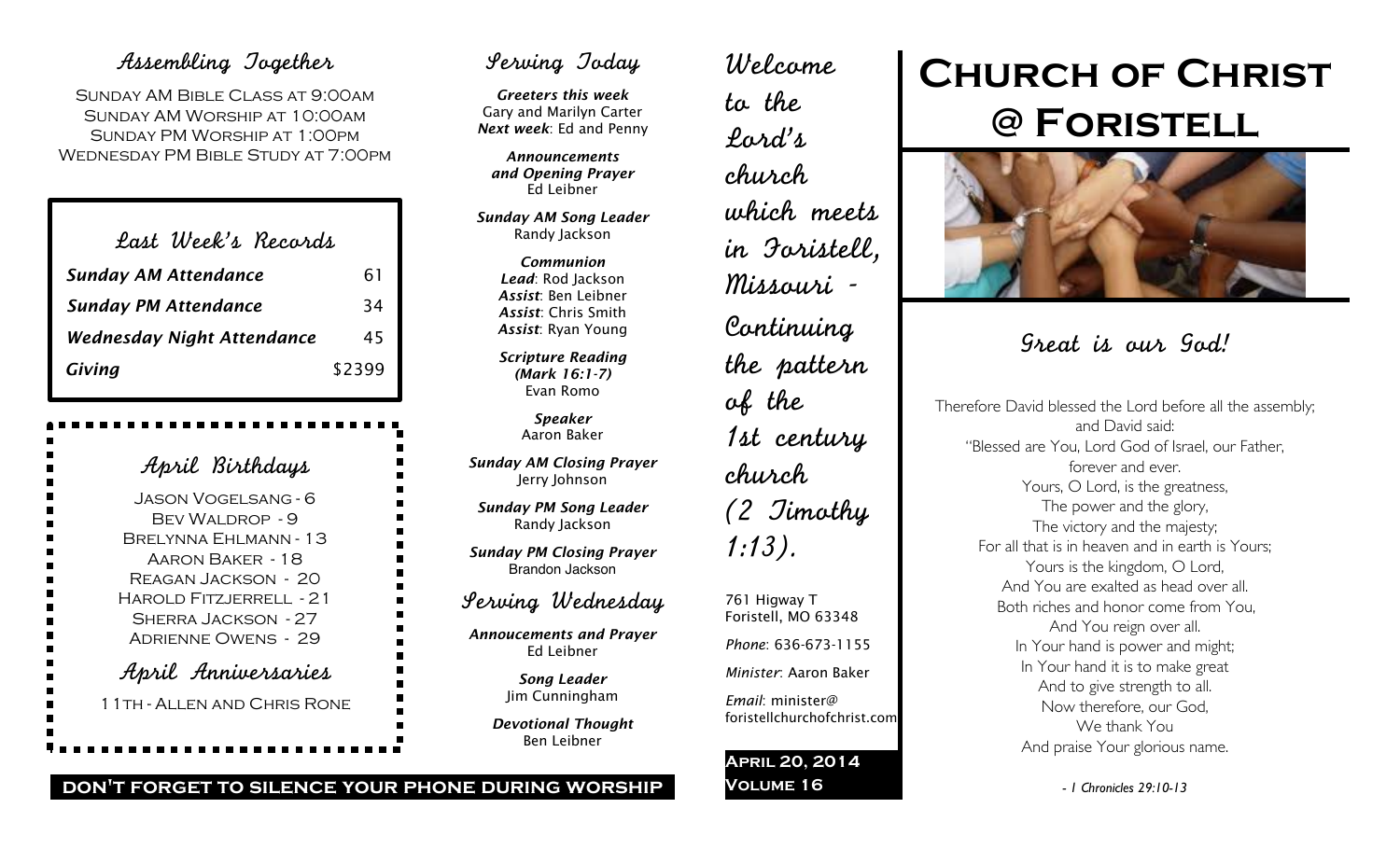## Assembling Together

Sunday AM Bible Class at 9:00am
Sunday AM Worship at 10:00am
Sunday PM Worship at 1:00pm
Wednesday PM Bible Study at 7:00pm

### Last Week's Records

| | |
|---|---|
| ***Sunday AM Attendance*** | 61 |
| ***Sunday PM Attendance*** | 34 |
| ***Wednesday Night Attendance*** | 45 |
| ***Giving*** | $2399 |

### April Birthdays

Jason Vogelsang - 6
Bev Waldrop - 9
Brelynna Ehlmann - 13
Aaron Baker - 18
Reagan Jackson - 20
Harold Fitzjerrell - 21
Sherra Jackson - 27
Adrienne Owens - 29

### April Anniversaries

11th - Allen and Chris Rone

## Serving Today

***Greeters this week***
Gary and Marilyn Carter
***Next week***: Ed and Penny

***Announcements and Opening Prayer***
Ed Leibner

***Sunday AM Song Leader***
Randy Jackson

***Communion***
***Lead***: Rod Jackson
***Assist***: Ben Leibner
***Assist***: Chris Smith
***Assist***: Ryan Young

***Scripture Reading (Mark 16:1-7)***
Evan Romo

***Speaker***
Aaron Baker

***Sunday AM Closing Prayer***
Jerry Johnson

***Sunday PM Song Leader***
Randy Jackson

***Sunday PM Closing Prayer***
Brandon Jackson

## Serving Wednesday

***Annoucements and Prayer***
Ed Leibner

***Song Leader***
Jim Cunningham

***Devotional Thought***
Ben Leibner

**DON'T FORGET TO SILENCE YOUR PHONE DURING WORSHIP**

Welcome to the Lord's church which meets in Foristell, Missouri - Continuing the pattern of the 1st century church (2 Timothy 1:13).

761 Higway T
Foristell, MO 63348

*Phone*: 636-673-1155

*Minister*: Aaron Baker

*Email*: minister@foristellchurchofchrist.com

**April 20, 2014**
**Volume 16**

# Church of Christ @ Foristell

## Great is our God!

Therefore David blessed the Lord before all the assembly;
and David said:
"Blessed are You, Lord God of Israel, our Father,
forever and ever.
Yours, O Lord, is the greatness,
The power and the glory,
The victory and the majesty;
For all that is in heaven and in earth is Yours;
Yours is the kingdom, O Lord,
And You are exalted as head over all.
Both riches and honor come from You,
And You reign over all.
In Your hand is power and might;
In Your hand it is to make great
And to give strength to all.
Now therefore, our God,
We thank You
And praise Your glorious name.

*- 1 Chronicles 29:10-13*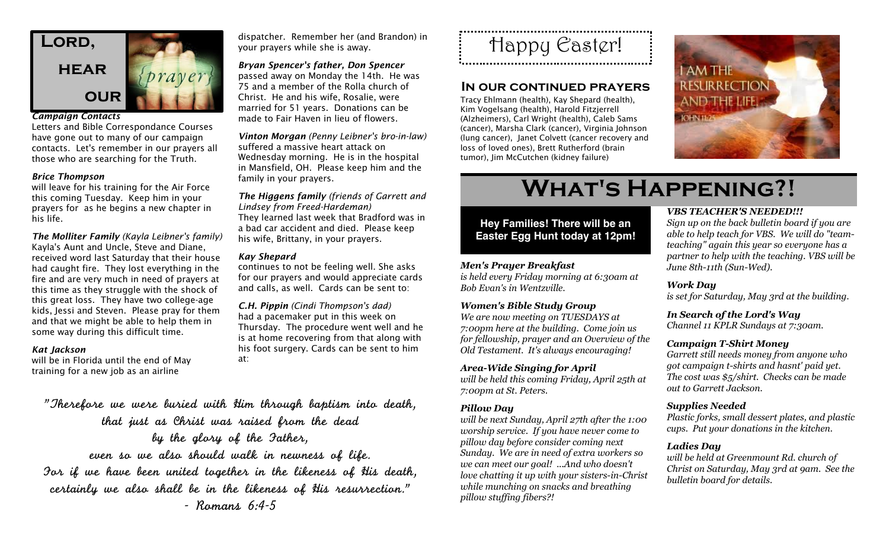# Lord, hear our

{prayer}

***Campaign Contacts***
Letters and Bible Correspondance Courses have gone out to many of our campaign contacts. Let's remember in our prayers all those who are searching for the Truth.

***Brice Thompson***
will leave for his training for the Air Force this coming Tuesday. Keep him in your prayers for as he begins a new chapter in his life.

***The Molliter Family*** *(Kayla Leibner's family)*
Kayla's Aunt and Uncle, Steve and Diane, received word last Saturday that their house had caught fire. They lost everything in the fire and are very much in need of prayers at this time as they struggle with the shock of this great loss. They have two college-age kids, Jessi and Steven. Please pray for them and that we might be able to help them in some way during this difficult time.

***Kat Jackson***
will be in Florida until the end of May training for a new job as an airline dispatcher. Remember her (and Brandon) in your prayers while she is away.

***Bryan Spencer's father, Don Spencer***
passed away on Monday the 14th. He was 75 and a member of the Rolla church of Christ. He and his wife, Rosalie, were married for 51 years. Donations can be made to Fair Haven in lieu of flowers.

***Vinton Morgan*** *(Penny Leibner's bro-in-law)*
suffered a massive heart attack on Wednesday morning. He is in the hospital in Mansfield, OH. Please keep him and the family in your prayers.

***The Higgens family*** *(friends of Garrett and Lindsey from Freed-Hardeman)*
They learned last week that Bradford was in a bad car accident and died. Please keep his wife, Brittany, in your prayers.

***Kay Shepard***
continues to not be feeling well. She asks for our prayers and would appreciate cards and calls, as well. Cards can be sent to:

***C.H. Pippin*** *(Cindi Thompson's dad)*
had a pacemaker put in this week on Thursday. The procedure went well and he is at home recovering from that along with his foot surgery. Cards can be sent to him at:

"Therefore we were buried with Him through baptism into death, that just as Christ was raised from the dead by the glory of the Father, even so we also should walk in newness of life. For if we have been united together in the likeness of His death, certainly we also shall be in the likeness of His resurrection."
- Romans 6:4-5

# Happy Easter!

## In our continued prayers

Tracy Ehlmann (health), Kay Shepard (health), Kim Vogelsang (health), Harold Fitzjerrell (Alzheimers), Carl Wright (health), Caleb Sams (cancer), Marsha Clark (cancer), Virginia Johnson (lung cancer), Janet Colvett (cancer recovery and loss of loved ones), Brett Rutherford (brain tumor), Jim McCutchen (kidney failure)

I AM THE RESURRECTION AND THE LIFE
JOHN 11:25

# What's Happening?!

**Hey Families! There will be an Easter Egg Hunt today at 12pm!**

***Men's Prayer Breakfast***
*is held every Friday morning at 6:30am at Bob Evan's in Wentzville.*

***Women's Bible Study Group***
*We are now meeting on TUESDAYS at 7:00pm here at the building. Come join us for fellowship, prayer and an Overview of the Old Testament. It's always encouraging!*

***Area-Wide Singing for April***
*will be held this coming Friday, April 25th at 7:00pm at St. Peters.*

***Pillow Day***
*will be next Sunday, April 27th after the 1:00 worship service. If you have never come to pillow day before consider coming next Sunday. We are in need of extra workers so we can meet our goal! ...And who doesn't love chatting it up with your sisters-in-Christ while munching on snacks and breathing pillow stuffing fibers?!*

***VBS TEACHER'S NEEDED!!!***
*Sign up on the back bulletin board if you are able to help teach for VBS. We will do "team-teaching" again this year so everyone has a partner to help with the teaching. VBS will be June 8th-11th (Sun-Wed).*

***Work Day***
*is set for Saturday, May 3rd at the building.*

***In Search of the Lord's Way***
*Channel 11 KPLR Sundays at 7:30am.*

***Campaign T-Shirt Money***
*Garrett still needs money from anyone who got campaign t-shirts and hasnt' paid yet. The cost was $5/shirt. Checks can be made out to Garrett Jackson.*

***Supplies Needed***
*Plastic forks, small dessert plates, and plastic cups. Put your donations in the kitchen.*

***Ladies Day***
*will be held at Greenmount Rd. church of Christ on Saturday, May 3rd at 9am. See the bulletin board for details.*